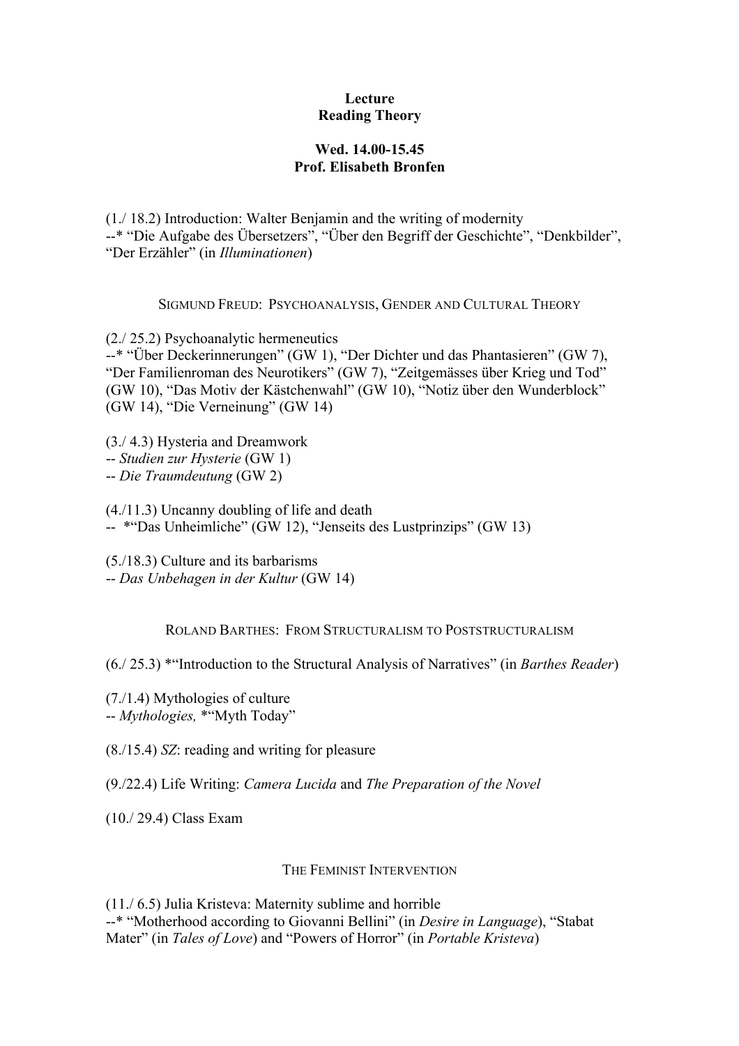**Lecture**
**Reading Theory**

**Wed. 14.00-15.45**
**Prof. Elisabeth Bronfen**

(1./ 18.2) Introduction: Walter Benjamin and the writing of modernity
--* "Die Aufgabe des Übersetzers", "Über den Begriff der Geschichte", "Denkbilder", "Der Erzähler" (in *Illuminationen*)

## SIGMUND FREUD: PSYCHOANALYSIS, GENDER AND CULTURAL THEORY

(2./ 25.2) Psychoanalytic hermeneutics
--* "Über Deckerinnerungen" (GW 1), "Der Dichter und das Phantasieren" (GW 7), "Der Familienroman des Neurotikers" (GW 7), "Zeitgemässes über Krieg und Tod" (GW 10), "Das Motiv der Kästchenwahl" (GW 10), "Notiz über den Wunderblock" (GW 14), "Die Verneinung" (GW 14)

(3./ 4.3) Hysteria and Dreamwork
-- *Studien zur Hysterie* (GW 1)
-- *Die Traumdeutung* (GW 2)

(4./11.3) Uncanny doubling of life and death
-- *"Das Unheimliche" (GW 12), "Jenseits des Lustprinzips" (GW 13)

(5./18.3) Culture and its barbarisms
-- *Das Unbehagen in der Kultur* (GW 14)

## ROLAND BARTHES: FROM STRUCTURALISM TO POSTSTRUCTURALISM

(6./ 25.3) *"Introduction to the Structural Analysis of Narratives" (in *Barthes Reader*)

(7./1.4) Mythologies of culture
-- *Mythologies,* *"Myth Today"

(8./15.4) *SZ*: reading and writing for pleasure

(9./22.4) Life Writing: *Camera Lucida* and *The Preparation of the Novel*

(10./ 29.4) Class Exam

## THE FEMINIST INTERVENTION

(11./ 6.5) Julia Kristeva: Maternity sublime and horrible
--* "Motherhood according to Giovanni Bellini" (in *Desire in Language*), "Stabat Mater" (in *Tales of Love*) and "Powers of Horror" (in *Portable Kristeva*)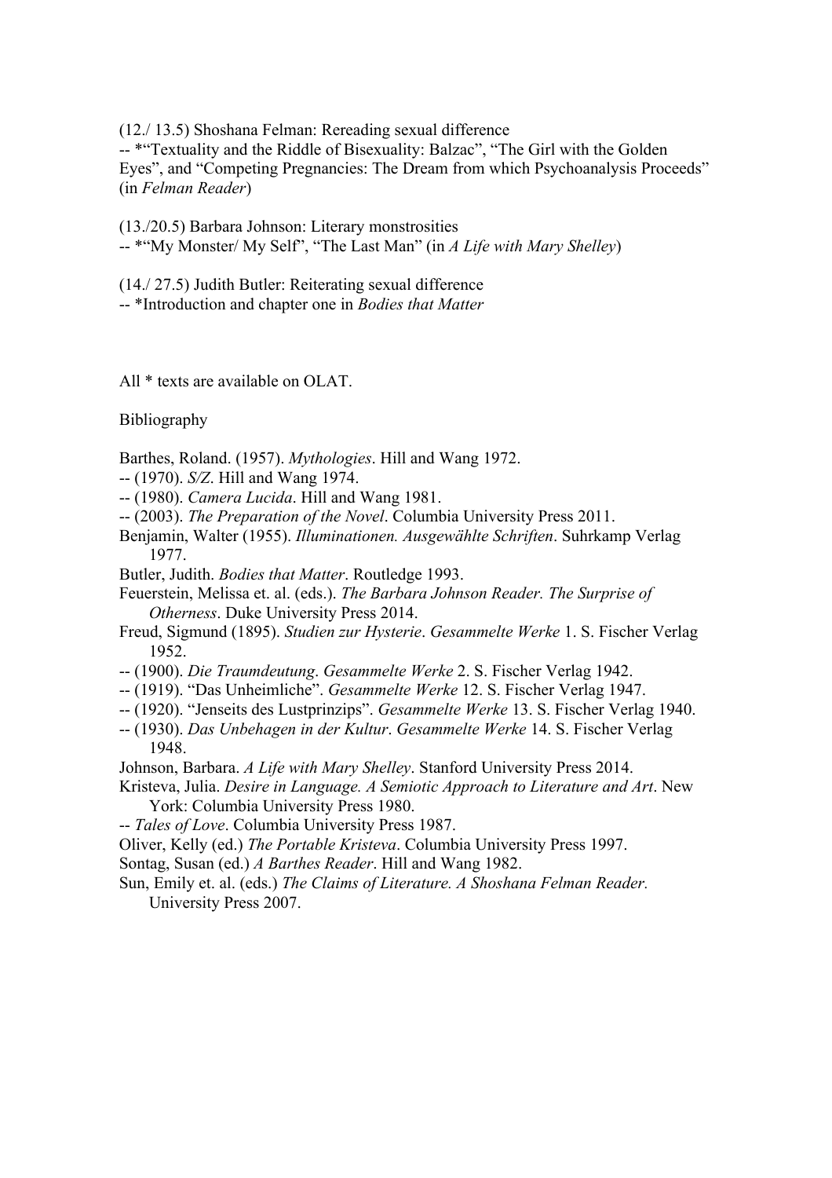(12./ 13.5) Shoshana Felman: Rereading sexual difference
-- *"Textuality and the Riddle of Bisexuality: Balzac", "The Girl with the Golden Eyes", and "Competing Pregnancies: The Dream from which Psychoanalysis Proceeds" (in *Felman Reader*)

(13./20.5) Barbara Johnson: Literary monstrosities
-- *"My Monster/ My Self", "The Last Man" (in *A Life with Mary Shelley*)

(14./ 27.5) Judith Butler: Reiterating sexual difference
-- *Introduction and chapter one in *Bodies that Matter*

All * texts are available on OLAT.

Bibliography

Barthes, Roland. (1957). *Mythologies*. Hill and Wang 1972.
-- (1970). *S/Z*. Hill and Wang 1974.
-- (1980). *Camera Lucida*. Hill and Wang 1981.
-- (2003). *The Preparation of the Novel*. Columbia University Press 2011.
Benjamin, Walter (1955). *Illuminationen. Ausgewählte Schriften*. Suhrkamp Verlag 1977.
Butler, Judith. *Bodies that Matter*. Routledge 1993.
Feuerstein, Melissa et. al. (eds.). *The Barbara Johnson Reader. The Surprise of Otherness*. Duke University Press 2014.
Freud, Sigmund (1895). *Studien zur Hysterie*. *Gesammelte Werke* 1. S. Fischer Verlag 1952.
-- (1900). *Die Traumdeutung*. *Gesammelte Werke* 2. S. Fischer Verlag 1942.
-- (1919). "Das Unheimliche". *Gesammelte Werke* 12. S. Fischer Verlag 1947.
-- (1920). "Jenseits des Lustprinzips". *Gesammelte Werke* 13. S. Fischer Verlag 1940.
-- (1930). *Das Unbehagen in der Kultur*. *Gesammelte Werke* 14. S. Fischer Verlag 1948.
Johnson, Barbara. *A Life with Mary Shelley*. Stanford University Press 2014.
Kristeva, Julia. *Desire in Language. A Semiotic Approach to Literature and Art*. New York: Columbia University Press 1980.
-- *Tales of Love*. Columbia University Press 1987.
Oliver, Kelly (ed.) *The Portable Kristeva*. Columbia University Press 1997.
Sontag, Susan (ed.) *A Barthes Reader*. Hill and Wang 1982.
Sun, Emily et. al. (eds.) *The Claims of Literature. A Shoshana Felman Reader.* University Press 2007.